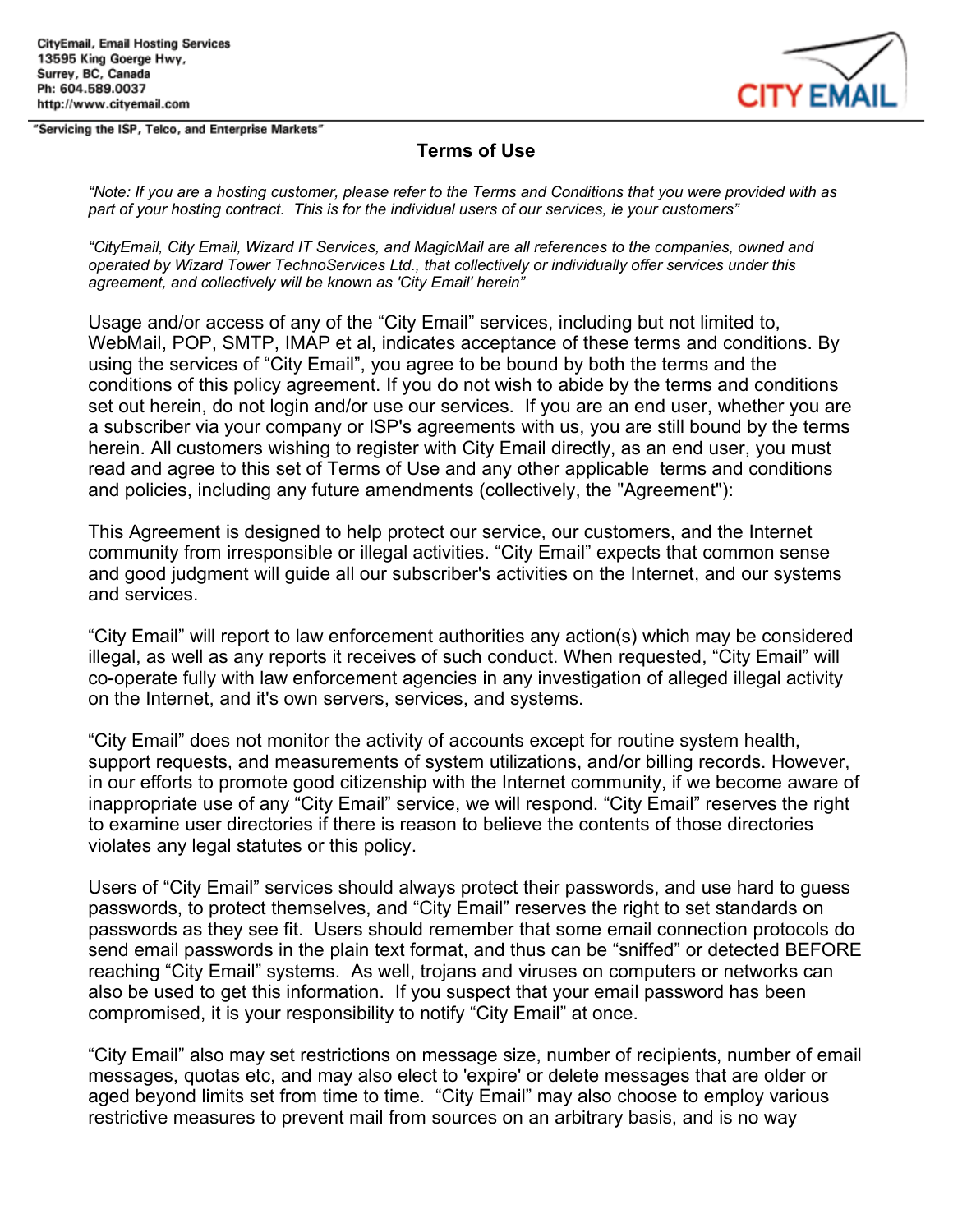CityEmail, Email Hosting Services
13595 King Goerge Hwy,
Surrey, BC, Canada
Ph: 604.589.0037
http://www.cityemail.com

"Servicing the ISP, Telco, and Enterprise Markets"

## Terms of Use

*"Note: If you are a hosting customer, please refer to the Terms and Conditions that you were provided with as part of your hosting contract. This is for the individual users of our services, ie your customers"*

*"CityEmail, City Email, Wizard IT Services, and MagicMail are all references to the companies, owned and operated by Wizard Tower TechnoServices Ltd., that collectively or individually offer services under this agreement, and collectively will be known as 'City Email' herein"*

Usage and/or access of any of the "City Email" services, including but not limited to, WebMail, POP, SMTP, IMAP et al, indicates acceptance of these terms and conditions. By using the services of "City Email", you agree to be bound by both the terms and the conditions of this policy agreement. If you do not wish to abide by the terms and conditions set out herein, do not login and/or use our services. If you are an end user, whether you are a subscriber via your company or ISP's agreements with us, you are still bound by the terms herein. All customers wishing to register with City Email directly, as an end user, you must read and agree to this set of Terms of Use and any other applicable terms and conditions and policies, including any future amendments (collectively, the "Agreement"):

This Agreement is designed to help protect our service, our customers, and the Internet community from irresponsible or illegal activities. "City Email" expects that common sense and good judgment will guide all our subscriber's activities on the Internet, and our systems and services.

"City Email" will report to law enforcement authorities any action(s) which may be considered illegal, as well as any reports it receives of such conduct. When requested, "City Email" will co-operate fully with law enforcement agencies in any investigation of alleged illegal activity on the Internet, and it's own servers, services, and systems.

"City Email" does not monitor the activity of accounts except for routine system health, support requests, and measurements of system utilizations, and/or billing records. However, in our efforts to promote good citizenship with the Internet community, if we become aware of inappropriate use of any "City Email" service, we will respond. "City Email" reserves the right to examine user directories if there is reason to believe the contents of those directories violates any legal statutes or this policy.

Users of "City Email" services should always protect their passwords, and use hard to guess passwords, to protect themselves, and "City Email" reserves the right to set standards on passwords as they see fit. Users should remember that some email connection protocols do send email passwords in the plain text format, and thus can be "sniffed" or detected BEFORE reaching "City Email" systems. As well, trojans and viruses on computers or networks can also be used to get this information. If you suspect that your email password has been compromised, it is your responsibility to notify "City Email" at once.

"City Email" also may set restrictions on message size, number of recipients, number of email messages, quotas etc, and may also elect to 'expire' or delete messages that are older or aged beyond limits set from time to time. "City Email" may also choose to employ various restrictive measures to prevent mail from sources on an arbitrary basis, and is no way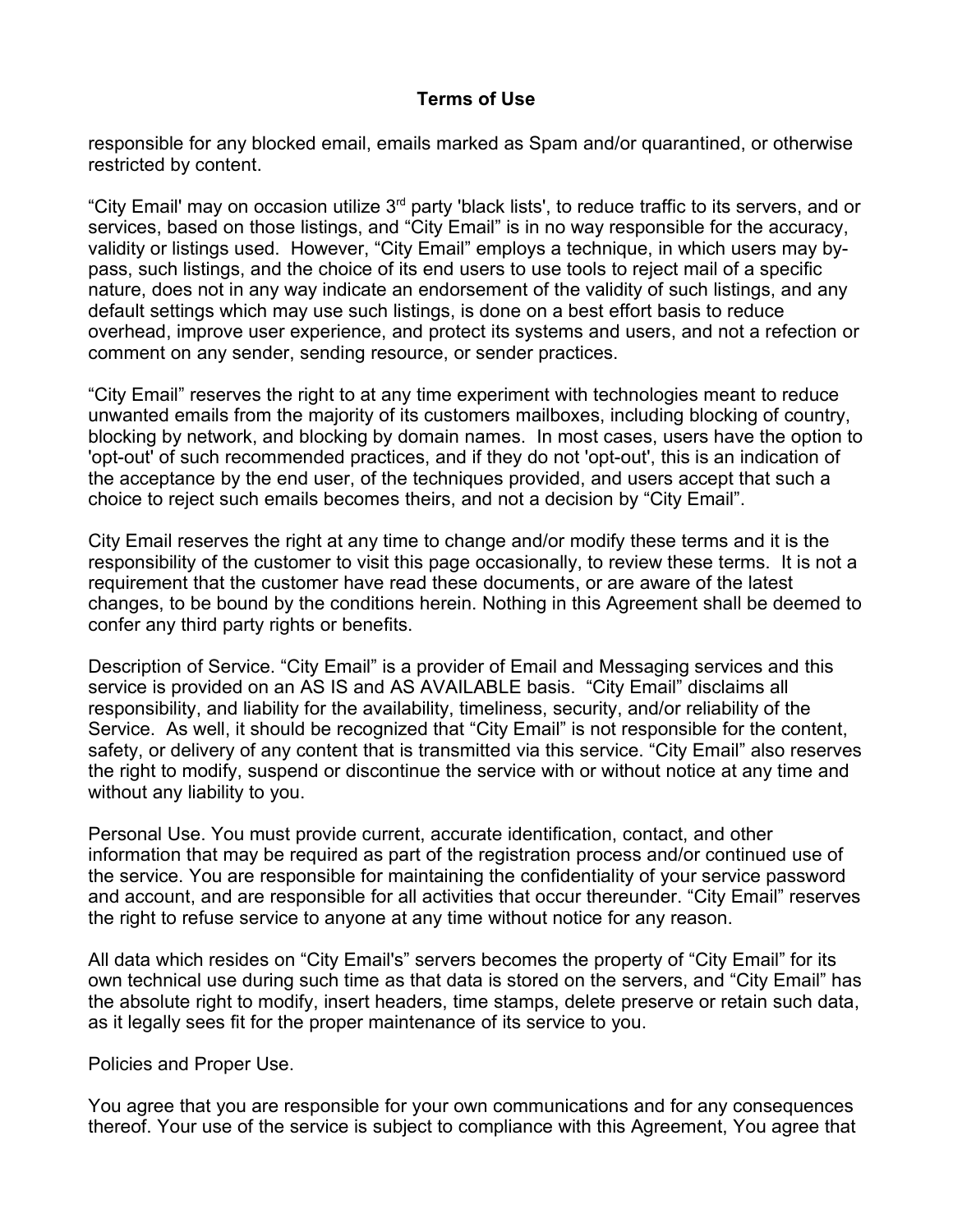responsible for any blocked email, emails marked as Spam and/or quarantined, or otherwise restricted by content.

“City Email' may on occasion utilize 3rd party 'black lists', to reduce traffic to its servers, and or services, based on those listings, and “City Email” is in no way responsible for the accuracy, validity or listings used. However, “City Email” employs a technique, in which users may by-pass, such listings, and the choice of its end users to use tools to reject mail of a specific nature, does not in any way indicate an endorsement of the validity of such listings, and any default settings which may use such listings, is done on a best effort basis to reduce overhead, improve user experience, and protect its systems and users, and not a refection or comment on any sender, sending resource, or sender practices.

“City Email” reserves the right to at any time experiment with technologies meant to reduce unwanted emails from the majority of its customers mailboxes, including blocking of country, blocking by network, and blocking by domain names. In most cases, users have the option to 'opt-out' of such recommended practices, and if they do not 'opt-out', this is an indication of the acceptance by the end user, of the techniques provided, and users accept that such a choice to reject such emails becomes theirs, and not a decision by “City Email”.

City Email reserves the right at any time to change and/or modify these terms and it is the responsibility of the customer to visit this page occasionally, to review these terms. It is not a requirement that the customer have read these documents, or are aware of the latest changes, to be bound by the conditions herein. Nothing in this Agreement shall be deemed to confer any third party rights or benefits.

Description of Service. “City Email” is a provider of Email and Messaging services and this service is provided on an AS IS and AS AVAILABLE basis. “City Email” disclaims all responsibility, and liability for the availability, timeliness, security, and/or reliability of the Service. As well, it should be recognized that “City Email” is not responsible for the content, safety, or delivery of any content that is transmitted via this service. “City Email” also reserves the right to modify, suspend or discontinue the service with or without notice at any time and without any liability to you.

Personal Use. You must provide current, accurate identification, contact, and other information that may be required as part of the registration process and/or continued use of the service. You are responsible for maintaining the confidentiality of your service password and account, and are responsible for all activities that occur thereunder. “City Email” reserves the right to refuse service to anyone at any time without notice for any reason.

All data which resides on “City Email's” servers becomes the property of “City Email” for its own technical use during such time as that data is stored on the servers, and “City Email” has the absolute right to modify, insert headers, time stamps, delete preserve or retain such data, as it legally sees fit for the proper maintenance of its service to you.

Policies and Proper Use.

You agree that you are responsible for your own communications and for any consequences thereof. Your use of the service is subject to compliance with this Agreement, You agree that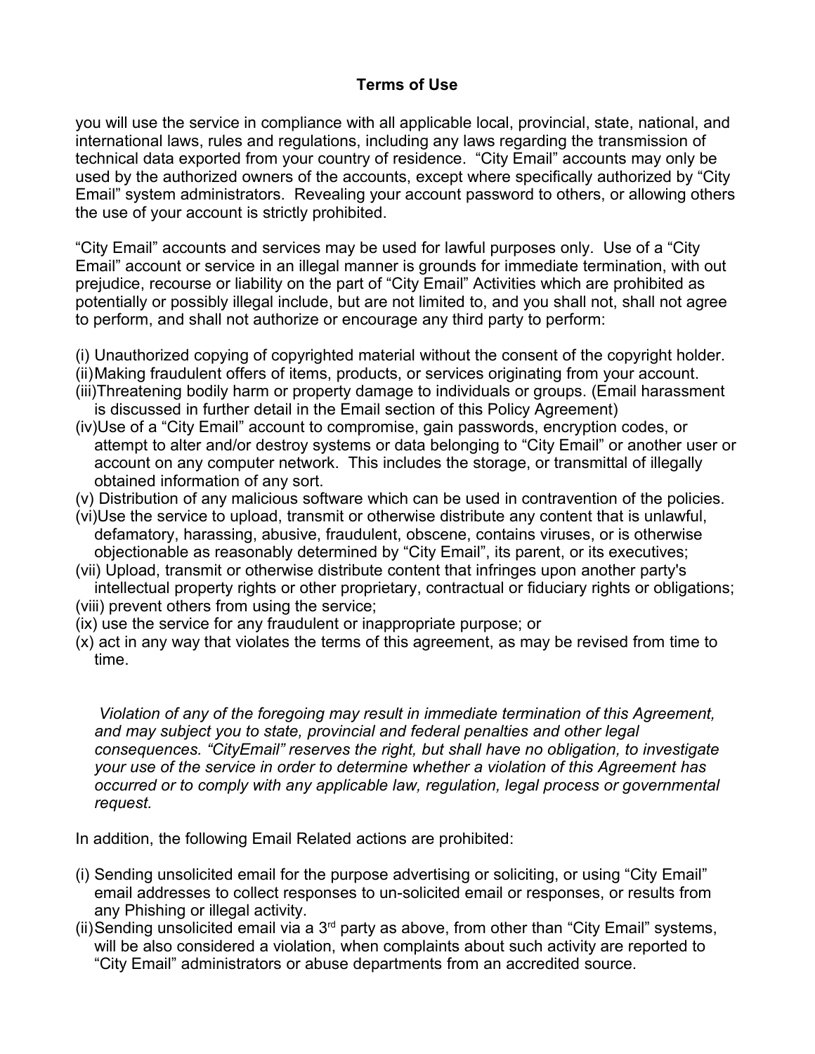**Terms of Use**

you will use the service in compliance with all applicable local, provincial, state, national, and international laws, rules and regulations, including any laws regarding the transmission of technical data exported from your country of residence. "City Email" accounts may only be used by the authorized owners of the accounts, except where specifically authorized by "City Email" system administrators. Revealing your account password to others, or allowing others the use of your account is strictly prohibited.

"City Email" accounts and services may be used for lawful purposes only. Use of a "City Email" account or service in an illegal manner is grounds for immediate termination, with out prejudice, recourse or liability on the part of "City Email" Activities which are prohibited as potentially or possibly illegal include, but are not limited to, and you shall not, shall not agree to perform, and shall not authorize or encourage any third party to perform:

(i) Unauthorized copying of copyrighted material without the consent of the copyright holder.
(ii) Making fraudulent offers of items, products, or services originating from your account.
(iii) Threatening bodily harm or property damage to individuals or groups. (Email harassment is discussed in further detail in the Email section of this Policy Agreement)
(iv) Use of a "City Email" account to compromise, gain passwords, encryption codes, or attempt to alter and/or destroy systems or data belonging to "City Email" or another user or account on any computer network. This includes the storage, or transmittal of illegally obtained information of any sort.
(v) Distribution of any malicious software which can be used in contravention of the policies.
(vi) Use the service to upload, transmit or otherwise distribute any content that is unlawful, defamatory, harassing, abusive, fraudulent, obscene, contains viruses, or is otherwise objectionable as reasonably determined by "City Email", its parent, or its executives;
(vii) Upload, transmit or otherwise distribute content that infringes upon another party's intellectual property rights or other proprietary, contractual or fiduciary rights or obligations;
(viii) prevent others from using the service;
(ix) use the service for any fraudulent or inappropriate purpose; or
(x) act in any way that violates the terms of this agreement, as may be revised from time to time.

*Violation of any of the foregoing may result in immediate termination of this Agreement, and may subject you to state, provincial and federal penalties and other legal consequences. "CityEmail" reserves the right, but shall have no obligation, to investigate your use of the service in order to determine whether a violation of this Agreement has occurred or to comply with any applicable law, regulation, legal process or governmental request.*

In addition, the following Email Related actions are prohibited:

(i) Sending unsolicited email for the purpose advertising or soliciting, or using "City Email" email addresses to collect responses to un-solicited email or responses, or results from any Phishing or illegal activity.
(ii) Sending unsolicited email via a 3rd party as above, from other than "City Email" systems, will be also considered a violation, when complaints about such activity are reported to "City Email" administrators or abuse departments from an accredited source.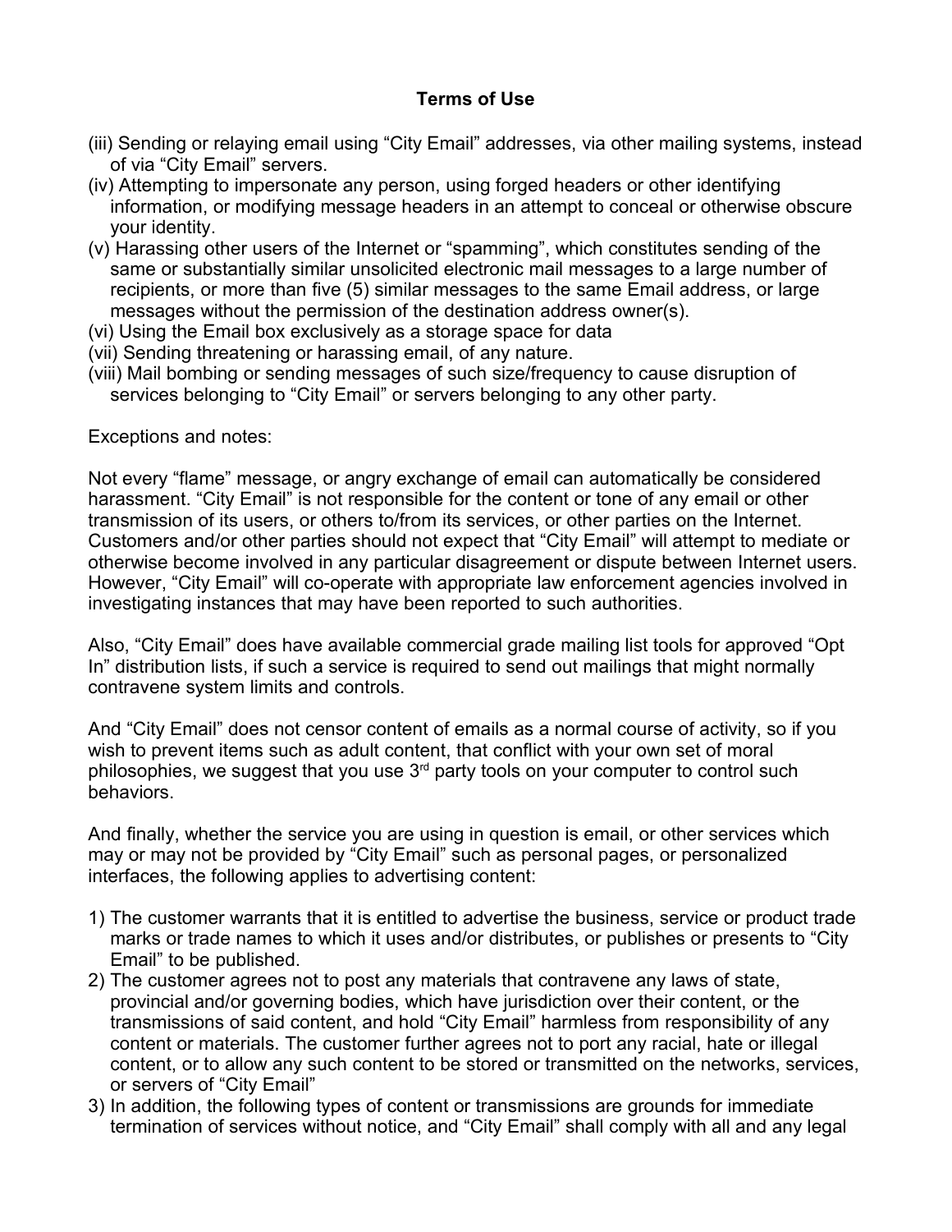**Terms of Use**

(iii) Sending or relaying email using "City Email" addresses, via other mailing systems, instead of via "City Email" servers.

(iv) Attempting to impersonate any person, using forged headers or other identifying information, or modifying message headers in an attempt to conceal or otherwise obscure your identity.

(v) Harassing other users of the Internet or "spamming", which constitutes sending of the same or substantially similar unsolicited electronic mail messages to a large number of recipients, or more than five (5) similar messages to the same Email address, or large messages without the permission of the destination address owner(s).

(vi) Using the Email box exclusively as a storage space for data

(vii) Sending threatening or harassing email, of any nature.

(viii) Mail bombing or sending messages of such size/frequency to cause disruption of services belonging to "City Email" or servers belonging to any other party.

Exceptions and notes:

Not every "flame" message, or angry exchange of email can automatically be considered harassment. "City Email" is not responsible for the content or tone of any email or other transmission of its users, or others to/from its services, or other parties on the Internet. Customers and/or other parties should not expect that "City Email" will attempt to mediate or otherwise become involved in any particular disagreement or dispute between Internet users. However, "City Email" will co-operate with appropriate law enforcement agencies involved in investigating instances that may have been reported to such authorities.

Also, "City Email" does have available commercial grade mailing list tools for approved "Opt In" distribution lists, if such a service is required to send out mailings that might normally contravene system limits and controls.

And "City Email" does not censor content of emails as a normal course of activity, so if you wish to prevent items such as adult content, that conflict with your own set of moral philosophies, we suggest that you use 3rd party tools on your computer to control such behaviors.

And finally, whether the service you are using in question is email, or other services which may or may not be provided by "City Email" such as personal pages, or personalized interfaces, the following applies to advertising content:

1) The customer warrants that it is entitled to advertise the business, service or product trade marks or trade names to which it uses and/or distributes, or publishes or presents to "City Email" to be published.
2) The customer agrees not to post any materials that contravene any laws of state, provincial and/or governing bodies, which have jurisdiction over their content, or the transmissions of said content, and hold "City Email" harmless from responsibility of any content or materials. The customer further agrees not to port any racial, hate or illegal content, or to allow any such content to be stored or transmitted on the networks, services, or servers of "City Email"
3) In addition, the following types of content or transmissions are grounds for immediate termination of services without notice, and "City Email" shall comply with all and any legal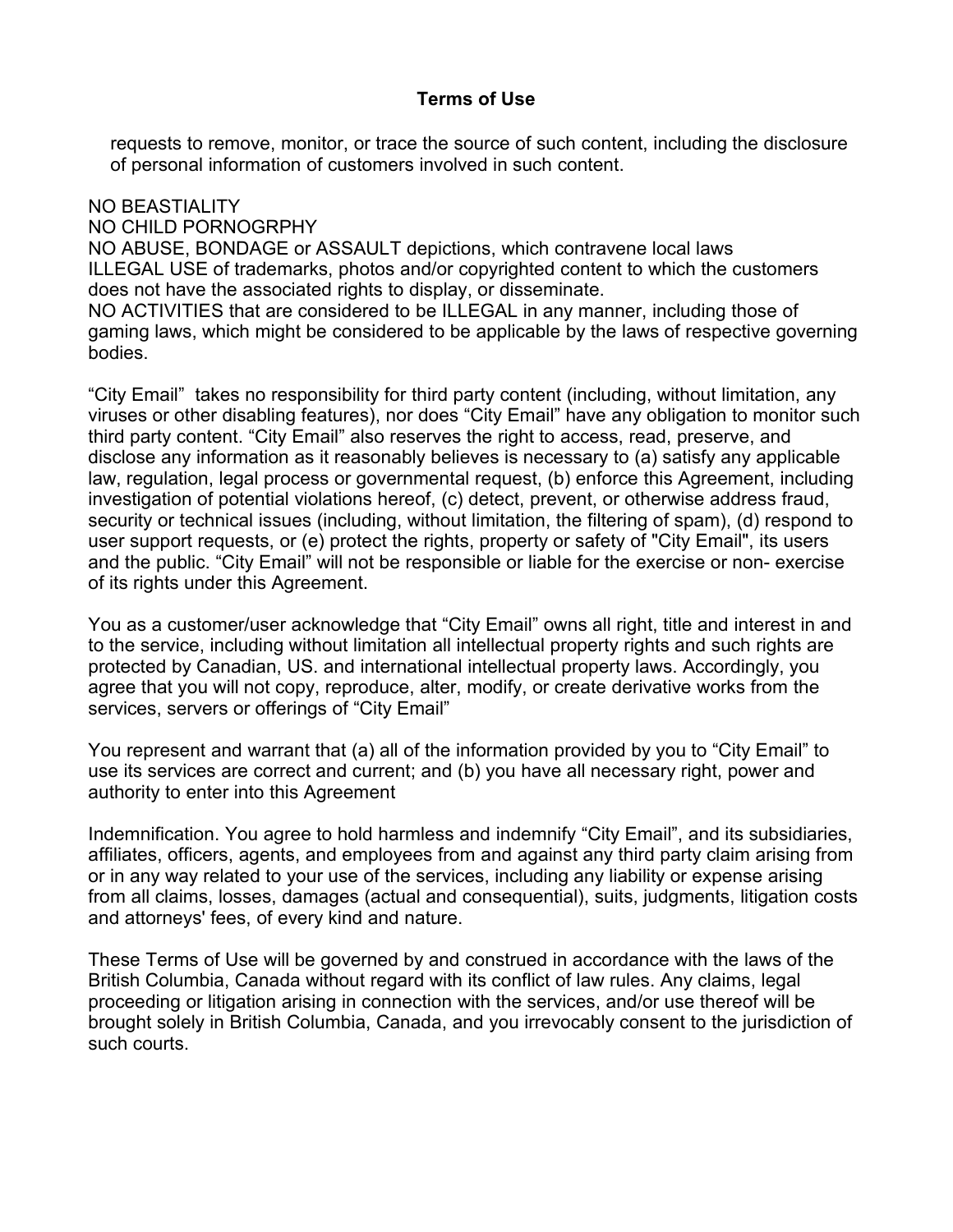requests to remove, monitor, or trace the source of such content, including the disclosure of personal information of customers involved in such content.

NO BEASTIALITY
NO CHILD PORNOGRPHY
NO ABUSE, BONDAGE or ASSAULT depictions, which contravene local laws
ILLEGAL USE of trademarks, photos and/or copyrighted content to which the customers does not have the associated rights to display, or disseminate.
NO ACTIVITIES that are considered to be ILLEGAL in any manner, including those of gaming laws, which might be considered to be applicable by the laws of respective governing bodies.

“City Email” takes no responsibility for third party content (including, without limitation, any viruses or other disabling features), nor does “City Email” have any obligation to monitor such third party content. “City Email” also reserves the right to access, read, preserve, and disclose any information as it reasonably believes is necessary to (a) satisfy any applicable law, regulation, legal process or governmental request, (b) enforce this Agreement, including investigation of potential violations hereof, (c) detect, prevent, or otherwise address fraud, security or technical issues (including, without limitation, the filtering of spam), (d) respond to user support requests, or (e) protect the rights, property or safety of "City Email", its users and the public. “City Email” will not be responsible or liable for the exercise or non- exercise of its rights under this Agreement.

You as a customer/user acknowledge that “City Email” owns all right, title and interest in and to the service, including without limitation all intellectual property rights and such rights are protected by Canadian, US. and international intellectual property laws. Accordingly, you agree that you will not copy, reproduce, alter, modify, or create derivative works from the services, servers or offerings of “City Email”

You represent and warrant that (a) all of the information provided by you to “City Email” to use its services are correct and current; and (b) you have all necessary right, power and authority to enter into this Agreement

Indemnification. You agree to hold harmless and indemnify “City Email”, and its subsidiaries, affiliates, officers, agents, and employees from and against any third party claim arising from or in any way related to your use of the services, including any liability or expense arising from all claims, losses, damages (actual and consequential), suits, judgments, litigation costs and attorneys' fees, of every kind and nature.

These Terms of Use will be governed by and construed in accordance with the laws of the British Columbia, Canada without regard with its conflict of law rules. Any claims, legal proceeding or litigation arising in connection with the services, and/or use thereof will be brought solely in British Columbia, Canada, and you irrevocably consent to the jurisdiction of such courts.